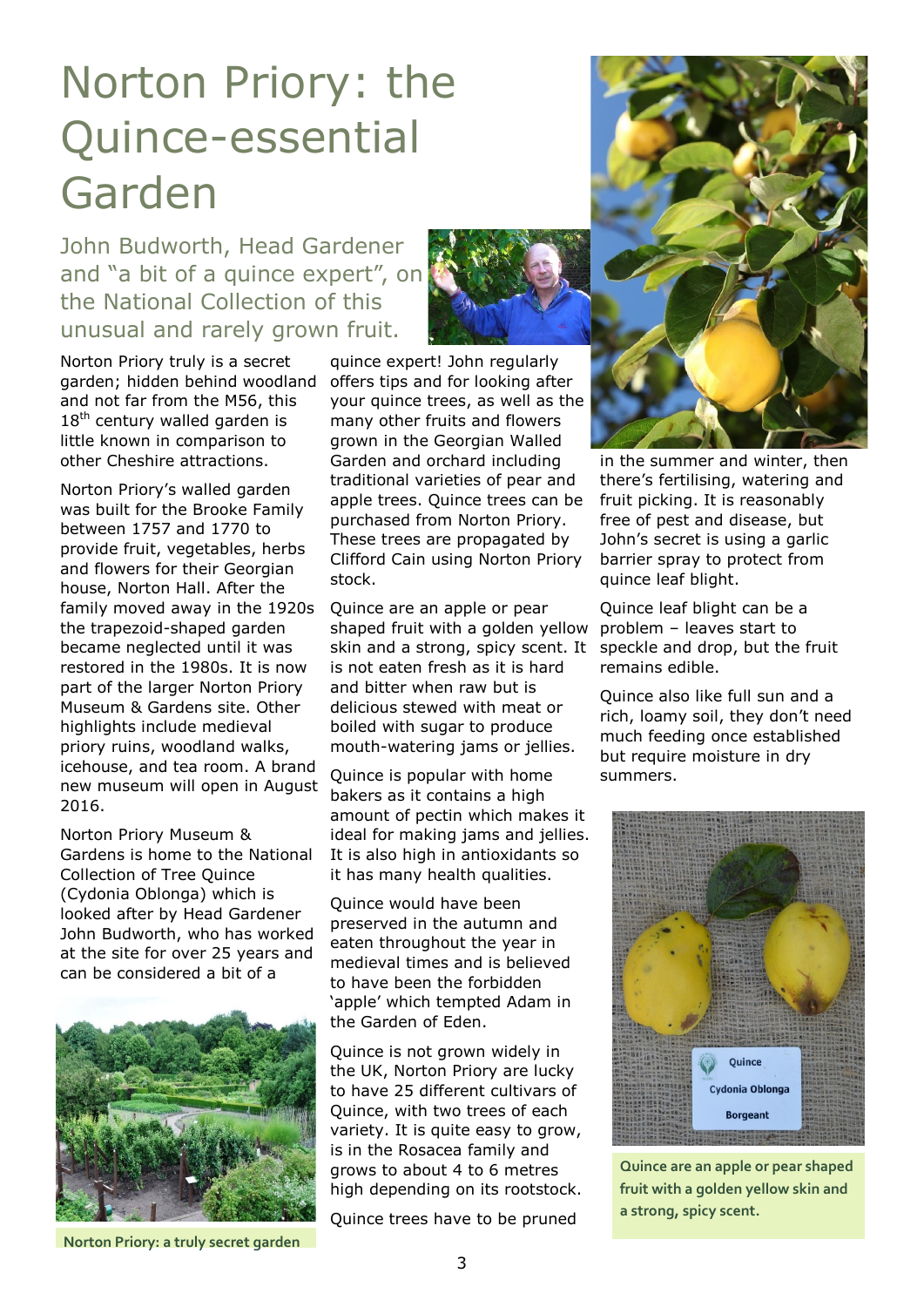# Norton Priory: the Quince-essential Garden

## John Budworth, Head Gardener and "a bit of a quince expert", on the National Collection of this unusual and rarely grown fruit.

Norton Priory truly is a secret garden; hidden behind woodland and not far from the M56, this 18th century walled garden is little known in comparison to other Cheshire attractions.

Norton Priory's walled garden was built for the Brooke Family between 1757 and 1770 to provide fruit, vegetables, herbs and flowers for their Georgian house, Norton Hall. After the family moved away in the 1920s the trapezoid-shaped garden became neglected until it was restored in the 1980s. It is now part of the larger Norton Priory Museum & Gardens site. Other highlights include medieval priory ruins, woodland walks, icehouse, and tea room. A brand new museum will open in August 2016.

Norton Priory Museum & Gardens is home to the National Collection of Tree Quince (Cydonia Oblonga) which is looked after by Head Gardener John Budworth, who has worked at the site for over 25 years and can be considered a bit of a quince expert! John regularly offers tips and for looking after your quince trees, as well as the many other fruits and flowers grown in the Georgian Walled Garden and orchard including traditional varieties of pear and apple trees. Quince trees can be purchased from Norton Priory. These trees are propagated by Clifford Cain using Norton Priory stock.

**Norton Priory: a truly secret garden**

Quince are an apple or pear shaped fruit with a golden yellow skin and a strong, spicy scent. It is not eaten fresh as it is hard and bitter when raw but is delicious stewed with meat or boiled with sugar to produce mouth-watering jams or jellies.

Quince is popular with home bakers as it contains a high amount of pectin which makes it ideal for making jams and jellies. It is also high in antioxidants so it has many health qualities.

Quince would have been preserved in the autumn and eaten throughout the year in medieval times and is believed to have been the forbidden 'apple' which tempted Adam in the Garden of Eden.

Quince is not grown widely in the UK, Norton Priory are lucky to have 25 different cultivars of Quince, with two trees of each variety. It is quite easy to grow, is in the Rosacea family and grows to about 4 to 6 metres high depending on its rootstock.

Quince trees have to be pruned in the summer and winter, then there's fertilising, watering and fruit picking. It is reasonably free of pest and disease, but John's secret is using a garlic barrier spray to protect from quince leaf blight.

Quince leaf blight can be a problem – leaves start to speckle and drop, but the fruit remains edible.

Quince also like full sun and a rich, loamy soil, they don't need much feeding once established but require moisture in dry summers.

Quince
Cydonia Oblonga
Borgeant

**Quince are an apple or pear shaped fruit with a golden yellow skin and a strong, spicy scent.**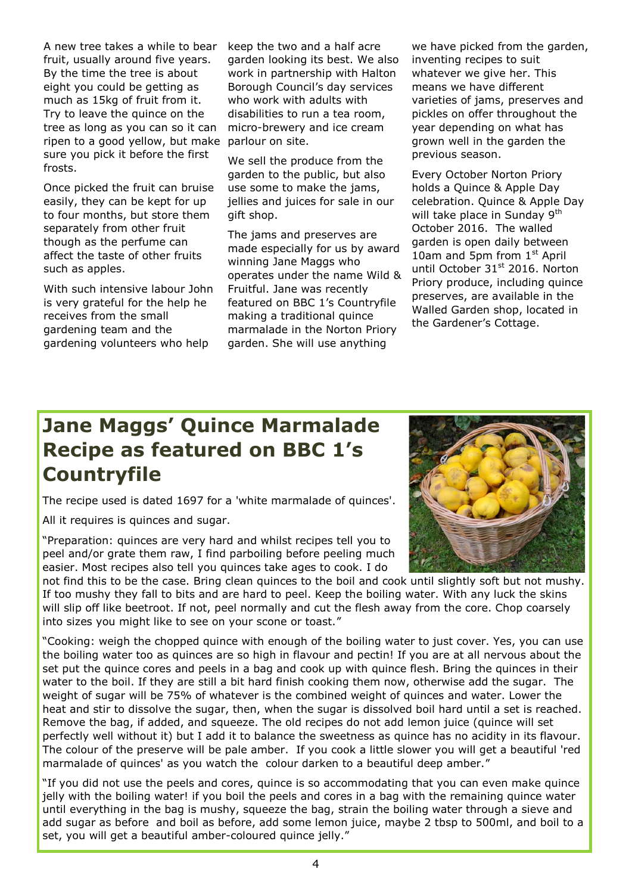A new tree takes a while to bear fruit, usually around five years. By the time the tree is about eight you could be getting as much as 15kg of fruit from it. Try to leave the quince on the tree as long as you can so it can ripen to a good yellow, but make sure you pick it before the first frosts.

Once picked the fruit can bruise easily, they can be kept for up to four months, but store them separately from other fruit though as the perfume can affect the taste of other fruits such as apples.

With such intensive labour John is very grateful for the help he receives from the small gardening team and the gardening volunteers who help keep the two and a half acre garden looking its best. We also work in partnership with Halton Borough Council's day services who work with adults with disabilities to run a tea room, micro-brewery and ice cream parlour on site.

We sell the produce from the garden to the public, but also use some to make the jams, jellies and juices for sale in our gift shop.

The jams and preserves are made especially for us by award winning Jane Maggs who operates under the name Wild & Fruitful. Jane was recently featured on BBC 1's Countryfile making a traditional quince marmalade in the Norton Priory garden. She will use anything we have picked from the garden, inventing recipes to suit whatever we give her. This means we have different varieties of jams, preserves and pickles on offer throughout the year depending on what has grown well in the garden the previous season.

Every October Norton Priory holds a Quince & Apple Day celebration. Quince & Apple Day will take place in Sunday 9th October 2016. The walled garden is open daily between 10am and 5pm from 1st April until October 31st 2016. Norton Priory produce, including quince preserves, are available in the Walled Garden shop, located in the Gardener's Cottage.

## Jane Maggs' Quince Marmalade Recipe as featured on BBC 1's Countryfile

The recipe used is dated 1697 for a 'white marmalade of quinces'.

All it requires is quinces and sugar.

"Preparation: quinces are very hard and whilst recipes tell you to peel and/or grate them raw, I find parboiling before peeling much easier. Most recipes also tell you quinces take ages to cook. I do not find this to be the case. Bring clean quinces to the boil and cook until slightly soft but not mushy. If too mushy they fall to bits and are hard to peel. Keep the boiling water. With any luck the skins will slip off like beetroot. If not, peel normally and cut the flesh away from the core. Chop coarsely into sizes you might like to see on your scone or toast."

"Cooking: weigh the chopped quince with enough of the boiling water to just cover. Yes, you can use the boiling water too as quinces are so high in flavour and pectin! If you are at all nervous about the set put the quince cores and peels in a bag and cook up with quince flesh. Bring the quinces in their water to the boil. If they are still a bit hard finish cooking them now, otherwise add the sugar. The weight of sugar will be 75% of whatever is the combined weight of quinces and water. Lower the heat and stir to dissolve the sugar, then, when the sugar is dissolved boil hard until a set is reached. Remove the bag, if added, and squeeze. The old recipes do not add lemon juice (quince will set perfectly well without it) but I add it to balance the sweetness as quince has no acidity in its flavour. The colour of the preserve will be pale amber. If you cook a little slower you will get a beautiful 'red marmalade of quinces' as you watch the colour darken to a beautiful deep amber."

"If you did not use the peels and cores, quince is so accommodating that you can even make quince jelly with the boiling water! if you boil the peels and cores in a bag with the remaining quince water until everything in the bag is mushy, squeeze the bag, strain the boiling water through a sieve and add sugar as before and boil as before, add some lemon juice, maybe 2 tbsp to 500ml, and boil to a set, you will get a beautiful amber-coloured quince jelly."